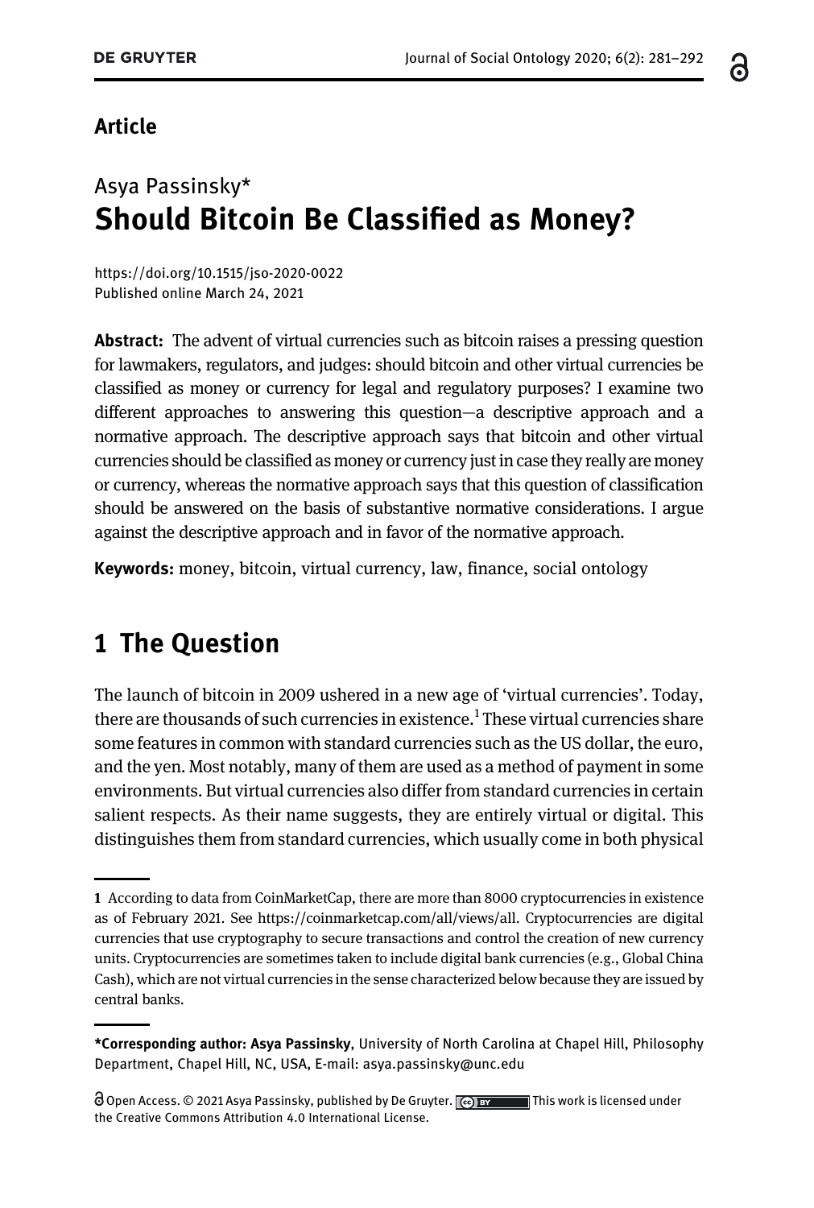Article

# Asya Passinsky*

# Should Bitcoin Be Classified as Money?

https://doi.org/10.1515/jso-2020-0022
Published online March 24, 2021

**Abstract:** The advent of virtual currencies such as bitcoin raises a pressing question for lawmakers, regulators, and judges: should bitcoin and other virtual currencies be classified as money or currency for legal and regulatory purposes? I examine two different approaches to answering this question—a descriptive approach and a normative approach. The descriptive approach says that bitcoin and other virtual currencies should be classified as money or currency just in case they really are money or currency, whereas the normative approach says that this question of classification should be answered on the basis of substantive normative considerations. I argue against the descriptive approach and in favor of the normative approach.

**Keywords:** money, bitcoin, virtual currency, law, finance, social ontology

## 1 The Question

The launch of bitcoin in 2009 ushered in a new age of 'virtual currencies'. Today, there are thousands of such currencies in existence.[1] These virtual currencies share some features in common with standard currencies such as the US dollar, the euro, and the yen. Most notably, many of them are used as a method of payment in some environments. But virtual currencies also differ from standard currencies in certain salient respects. As their name suggests, they are entirely virtual or digital. This distinguishes them from standard currencies, which usually come in both physical

---

[1] According to data from CoinMarketCap, there are more than 8000 cryptocurrencies in existence as of February 2021. See https://coinmarketcap.com/all/views/all. Cryptocurrencies are digital currencies that use cryptography to secure transactions and control the creation of new currency units. Cryptocurrencies are sometimes taken to include digital bank currencies (e.g., Global China Cash), which are not virtual currencies in the sense characterized below because they are issued by central banks.

---

***Corresponding author: Asya Passinsky**, University of North Carolina at Chapel Hill, Philosophy Department, Chapel Hill, NC, USA, E-mail: asya.passinsky@unc.edu

Open Access. © 2021 Asya Passinsky, published by De Gruyter. This work is licensed under the Creative Commons Attribution 4.0 International License.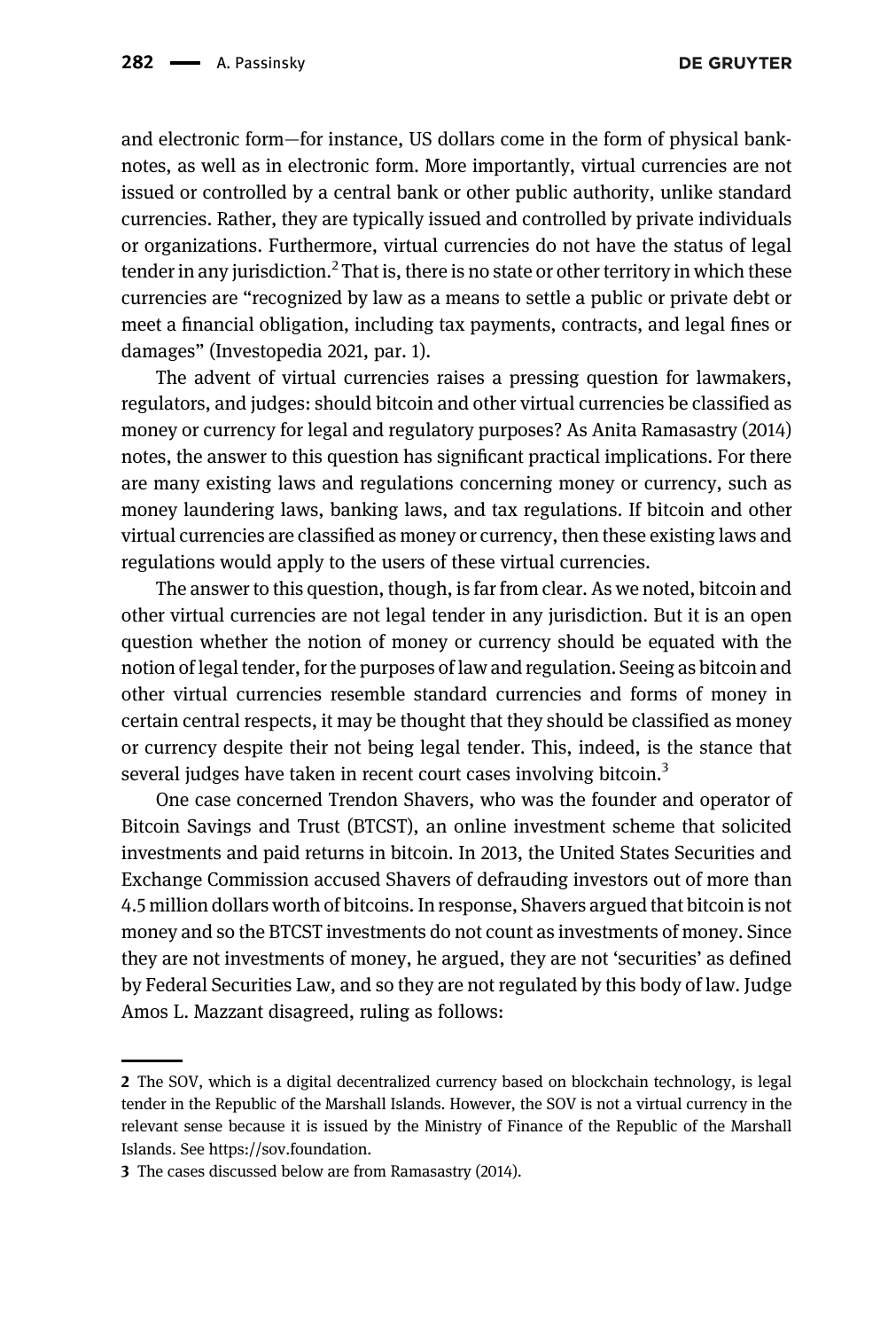and electronic form—for instance, US dollars come in the form of physical banknotes, as well as in electronic form. More importantly, virtual currencies are not issued or controlled by a central bank or other public authority, unlike standard currencies. Rather, they are typically issued and controlled by private individuals or organizations. Furthermore, virtual currencies do not have the status of legal tender in any jurisdiction.[2] That is, there is no state or other territory in which these currencies are "recognized by law as a means to settle a public or private debt or meet a financial obligation, including tax payments, contracts, and legal fines or damages" (Investopedia 2021, par. 1).

The advent of virtual currencies raises a pressing question for lawmakers, regulators, and judges: should bitcoin and other virtual currencies be classified as money or currency for legal and regulatory purposes? As Anita Ramasastry (2014) notes, the answer to this question has significant practical implications. For there are many existing laws and regulations concerning money or currency, such as money laundering laws, banking laws, and tax regulations. If bitcoin and other virtual currencies are classified as money or currency, then these existing laws and regulations would apply to the users of these virtual currencies.

The answer to this question, though, is far from clear. As we noted, bitcoin and other virtual currencies are not legal tender in any jurisdiction. But it is an open question whether the notion of money or currency should be equated with the notion of legal tender, for the purposes of law and regulation. Seeing as bitcoin and other virtual currencies resemble standard currencies and forms of money in certain central respects, it may be thought that they should be classified as money or currency despite their not being legal tender. This, indeed, is the stance that several judges have taken in recent court cases involving bitcoin.[3]

One case concerned Trendon Shavers, who was the founder and operator of Bitcoin Savings and Trust (BTCST), an online investment scheme that solicited investments and paid returns in bitcoin. In 2013, the United States Securities and Exchange Commission accused Shavers of defrauding investors out of more than 4.5 million dollars worth of bitcoins. In response, Shavers argued that bitcoin is not money and so the BTCST investments do not count as investments of money. Since they are not investments of money, he argued, they are not 'securities' as defined by Federal Securities Law, and so they are not regulated by this body of law. Judge Amos L. Mazzant disagreed, ruling as follows:

---

2 The SOV, which is a digital decentralized currency based on blockchain technology, is legal tender in the Republic of the Marshall Islands. However, the SOV is not a virtual currency in the relevant sense because it is issued by the Ministry of Finance of the Republic of the Marshall Islands. See https://sov.foundation.

3 The cases discussed below are from Ramasastry (2014).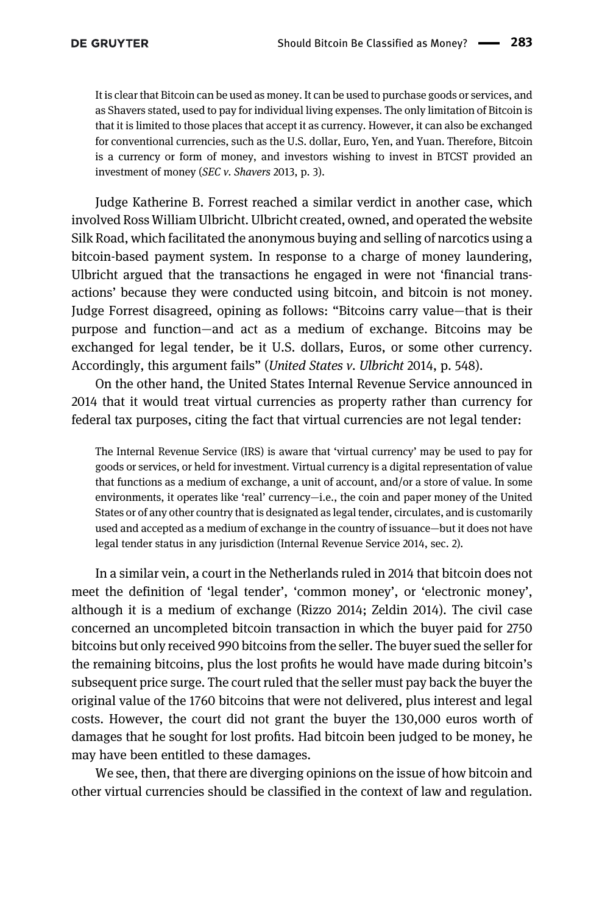> It is clear that Bitcoin can be used as money. It can be used to purchase goods or services, and as Shavers stated, used to pay for individual living expenses. The only limitation of Bitcoin is that it is limited to those places that accept it as currency. However, it can also be exchanged for conventional currencies, such as the U.S. dollar, Euro, Yen, and Yuan. Therefore, Bitcoin is a currency or form of money, and investors wishing to invest in BTCST provided an investment of money (*SEC v. Shavers* 2013, p. 3).

Judge Katherine B. Forrest reached a similar verdict in another case, which involved Ross William Ulbricht. Ulbricht created, owned, and operated the website Silk Road, which facilitated the anonymous buying and selling of narcotics using a bitcoin-based payment system. In response to a charge of money laundering, Ulbricht argued that the transactions he engaged in were not 'financial transactions' because they were conducted using bitcoin, and bitcoin is not money. Judge Forrest disagreed, opining as follows: "Bitcoins carry value—that is their purpose and function—and act as a medium of exchange. Bitcoins may be exchanged for legal tender, be it U.S. dollars, Euros, or some other currency. Accordingly, this argument fails" (*United States v. Ulbricht* 2014, p. 548).

On the other hand, the United States Internal Revenue Service announced in 2014 that it would treat virtual currencies as property rather than currency for federal tax purposes, citing the fact that virtual currencies are not legal tender:

> The Internal Revenue Service (IRS) is aware that 'virtual currency' may be used to pay for goods or services, or held for investment. Virtual currency is a digital representation of value that functions as a medium of exchange, a unit of account, and/or a store of value. In some environments, it operates like 'real' currency—i.e., the coin and paper money of the United States or of any other country that is designated as legal tender, circulates, and is customarily used and accepted as a medium of exchange in the country of issuance—but it does not have legal tender status in any jurisdiction (Internal Revenue Service 2014, sec. 2).

In a similar vein, a court in the Netherlands ruled in 2014 that bitcoin does not meet the definition of 'legal tender', 'common money', or 'electronic money', although it is a medium of exchange (Rizzo 2014; Zeldin 2014). The civil case concerned an uncompleted bitcoin transaction in which the buyer paid for 2750 bitcoins but only received 990 bitcoins from the seller. The buyer sued the seller for the remaining bitcoins, plus the lost profits he would have made during bitcoin's subsequent price surge. The court ruled that the seller must pay back the buyer the original value of the 1760 bitcoins that were not delivered, plus interest and legal costs. However, the court did not grant the buyer the 130,000 euros worth of damages that he sought for lost profits. Had bitcoin been judged to be money, he may have been entitled to these damages.

We see, then, that there are diverging opinions on the issue of how bitcoin and other virtual currencies should be classified in the context of law and regulation.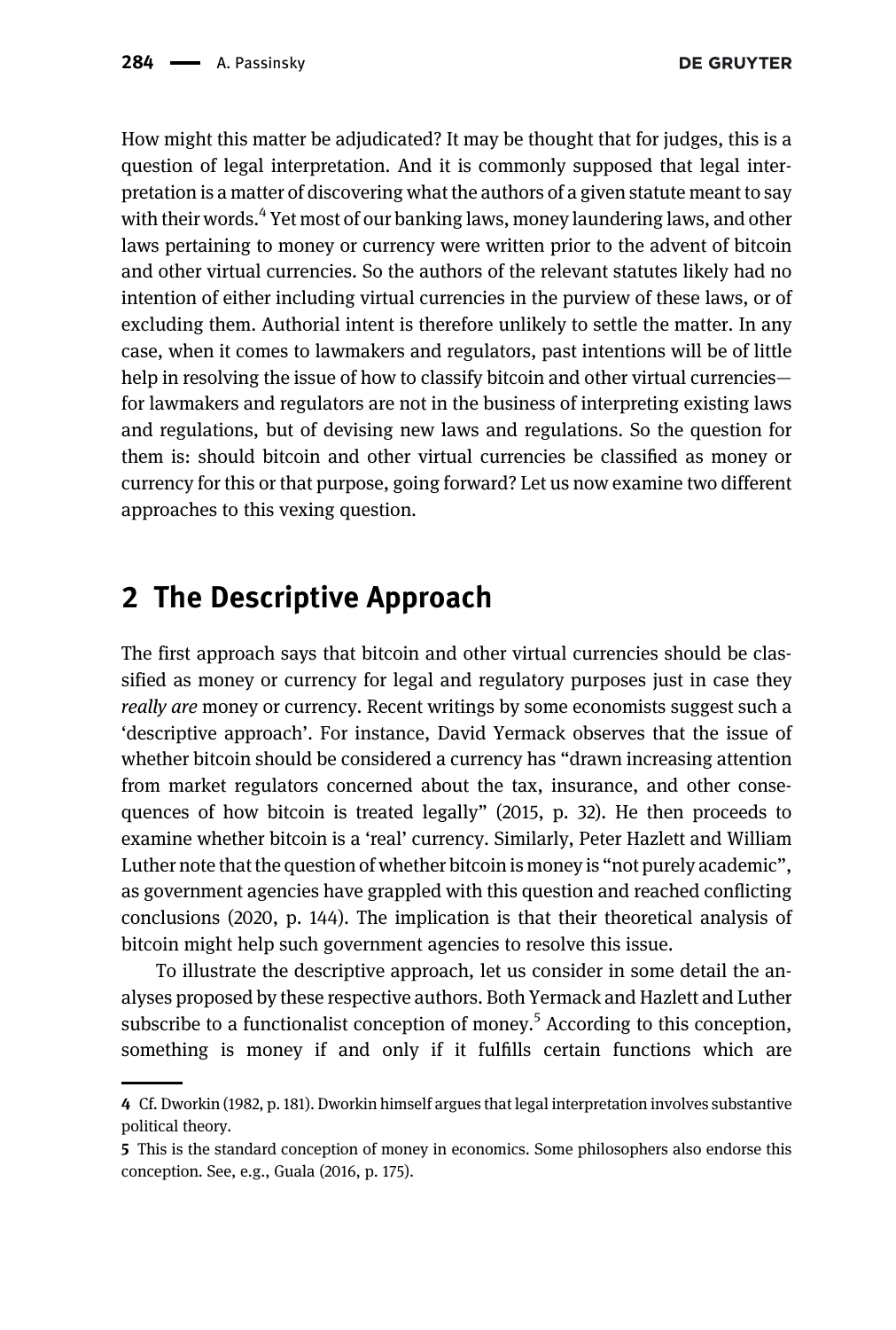How might this matter be adjudicated? It may be thought that for judges, this is a question of legal interpretation. And it is commonly supposed that legal interpretation is a matter of discovering what the authors of a given statute meant to say with their words.[4] Yet most of our banking laws, money laundering laws, and other laws pertaining to money or currency were written prior to the advent of bitcoin and other virtual currencies. So the authors of the relevant statutes likely had no intention of either including virtual currencies in the purview of these laws, or of excluding them. Authorial intent is therefore unlikely to settle the matter. In any case, when it comes to lawmakers and regulators, past intentions will be of little help in resolving the issue of how to classify bitcoin and other virtual currencies—for lawmakers and regulators are not in the business of interpreting existing laws and regulations, but of devising new laws and regulations. So the question for them is: should bitcoin and other virtual currencies be classified as money or currency for this or that purpose, going forward? Let us now examine two different approaches to this vexing question.

## 2 The Descriptive Approach

The first approach says that bitcoin and other virtual currencies should be classified as money or currency for legal and regulatory purposes just in case they *really are* money or currency. Recent writings by some economists suggest such a 'descriptive approach'. For instance, David Yermack observes that the issue of whether bitcoin should be considered a currency has "drawn increasing attention from market regulators concerned about the tax, insurance, and other consequences of how bitcoin is treated legally" (2015, p. 32). He then proceeds to examine whether bitcoin is a 'real' currency. Similarly, Peter Hazlett and William Luther note that the question of whether bitcoin is money is "not purely academic", as government agencies have grappled with this question and reached conflicting conclusions (2020, p. 144). The implication is that their theoretical analysis of bitcoin might help such government agencies to resolve this issue.

To illustrate the descriptive approach, let us consider in some detail the analyses proposed by these respective authors. Both Yermack and Hazlett and Luther subscribe to a functionalist conception of money.[5] According to this conception, something is money if and only if it fulfills certain functions which are

---

4 Cf. Dworkin (1982, p. 181). Dworkin himself argues that legal interpretation involves substantive political theory.

5 This is the standard conception of money in economics. Some philosophers also endorse this conception. See, e.g., Guala (2016, p. 175).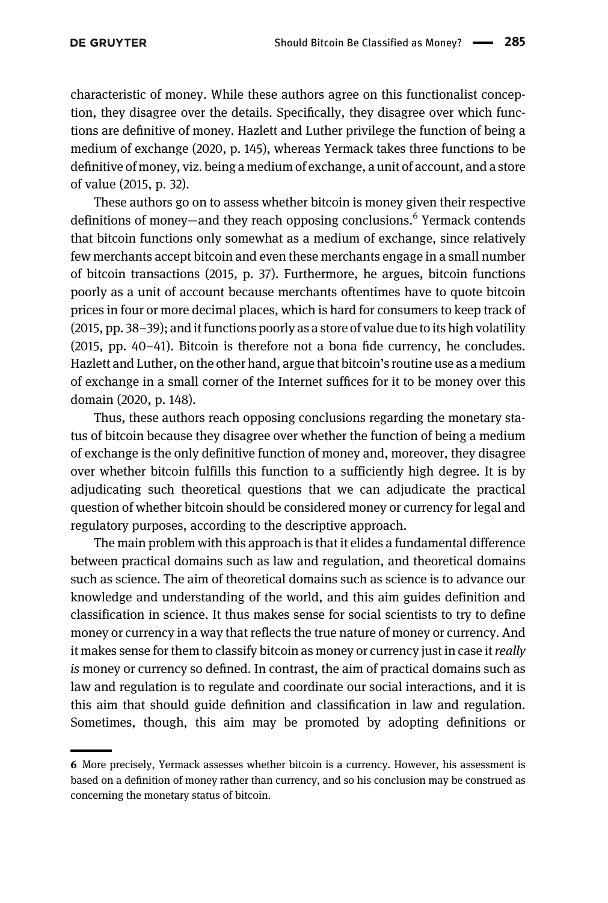characteristic of money. While these authors agree on this functionalist conception, they disagree over the details. Specifically, they disagree over which functions are definitive of money. Hazlett and Luther privilege the function of being a medium of exchange (2020, p. 145), whereas Yermack takes three functions to be definitive of money, viz. being a medium of exchange, a unit of account, and a store of value (2015, p. 32).

These authors go on to assess whether bitcoin is money given their respective definitions of money—and they reach opposing conclusions.[6] Yermack contends that bitcoin functions only somewhat as a medium of exchange, since relatively few merchants accept bitcoin and even these merchants engage in a small number of bitcoin transactions (2015, p. 37). Furthermore, he argues, bitcoin functions poorly as a unit of account because merchants oftentimes have to quote bitcoin prices in four or more decimal places, which is hard for consumers to keep track of (2015, pp. 38–39); and it functions poorly as a store of value due to its high volatility (2015, pp. 40–41). Bitcoin is therefore not a bona fide currency, he concludes. Hazlett and Luther, on the other hand, argue that bitcoin's routine use as a medium of exchange in a small corner of the Internet suffices for it to be money over this domain (2020, p. 148).

Thus, these authors reach opposing conclusions regarding the monetary status of bitcoin because they disagree over whether the function of being a medium of exchange is the only definitive function of money and, moreover, they disagree over whether bitcoin fulfills this function to a sufficiently high degree. It is by adjudicating such theoretical questions that we can adjudicate the practical question of whether bitcoin should be considered money or currency for legal and regulatory purposes, according to the descriptive approach.

The main problem with this approach is that it elides a fundamental difference between practical domains such as law and regulation, and theoretical domains such as science. The aim of theoretical domains such as science is to advance our knowledge and understanding of the world, and this aim guides definition and classification in science. It thus makes sense for social scientists to try to define money or currency in a way that reflects the true nature of money or currency. And it makes sense for them to classify bitcoin as money or currency just in case it *really is* money or currency so defined. In contrast, the aim of practical domains such as law and regulation is to regulate and coordinate our social interactions, and it is this aim that should guide definition and classification in law and regulation. Sometimes, though, this aim may be promoted by adopting definitions or

---

[6] More precisely, Yermack assesses whether bitcoin is a currency. However, his assessment is based on a definition of money rather than currency, and so his conclusion may be construed as concerning the monetary status of bitcoin.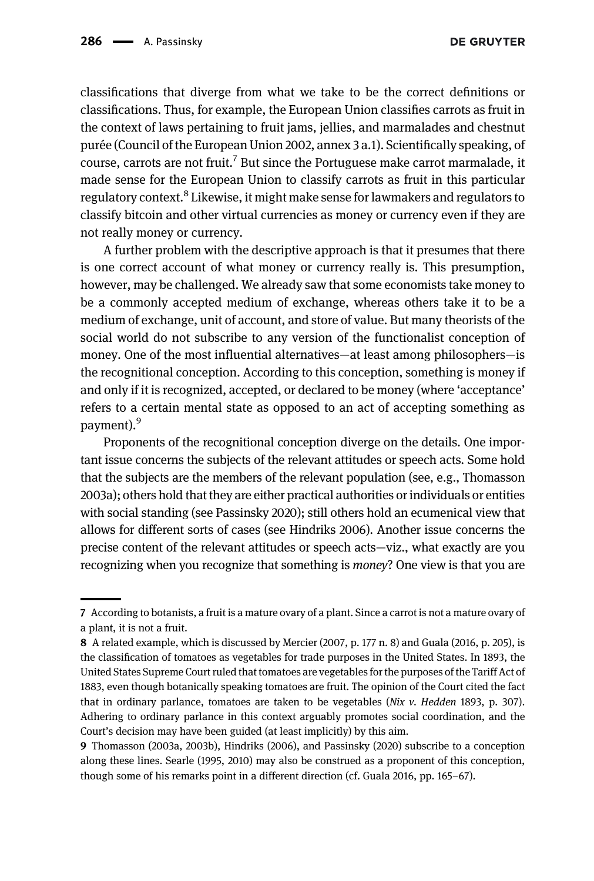classifications that diverge from what we take to be the correct definitions or classifications. Thus, for example, the European Union classifies carrots as fruit in the context of laws pertaining to fruit jams, jellies, and marmalades and chestnut purée (Council of the European Union 2002, annex 3 a.1). Scientifically speaking, of course, carrots are not fruit.[7] But since the Portuguese make carrot marmalade, it made sense for the European Union to classify carrots as fruit in this particular regulatory context.[8] Likewise, it might make sense for lawmakers and regulators to classify bitcoin and other virtual currencies as money or currency even if they are not really money or currency.

A further problem with the descriptive approach is that it presumes that there is one correct account of what money or currency really is. This presumption, however, may be challenged. We already saw that some economists take money to be a commonly accepted medium of exchange, whereas others take it to be a medium of exchange, unit of account, and store of value. But many theorists of the social world do not subscribe to any version of the functionalist conception of money. One of the most influential alternatives—at least among philosophers—is the recognitional conception. According to this conception, something is money if and only if it is recognized, accepted, or declared to be money (where 'acceptance' refers to a certain mental state as opposed to an act of accepting something as payment).[9]

Proponents of the recognitional conception diverge on the details. One important issue concerns the subjects of the relevant attitudes or speech acts. Some hold that the subjects are the members of the relevant population (see, e.g., Thomasson 2003a); others hold that they are either practical authorities or individuals or entities with social standing (see Passinsky 2020); still others hold an ecumenical view that allows for different sorts of cases (see Hindriks 2006). Another issue concerns the precise content of the relevant attitudes or speech acts—viz., what exactly are you recognizing when you recognize that something is *money*? One view is that you are

---

**7** According to botanists, a fruit is a mature ovary of a plant. Since a carrot is not a mature ovary of a plant, it is not a fruit.

**8** A related example, which is discussed by Mercier (2007, p. 177 n. 8) and Guala (2016, p. 205), is the classification of tomatoes as vegetables for trade purposes in the United States. In 1893, the United States Supreme Court ruled that tomatoes are vegetables for the purposes of the Tariff Act of 1883, even though botanically speaking tomatoes are fruit. The opinion of the Court cited the fact that in ordinary parlance, tomatoes are taken to be vegetables (*Nix v. Hedden* 1893, p. 307). Adhering to ordinary parlance in this context arguably promotes social coordination, and the Court's decision may have been guided (at least implicitly) by this aim.

**9** Thomasson (2003a, 2003b), Hindriks (2006), and Passinsky (2020) subscribe to a conception along these lines. Searle (1995, 2010) may also be construed as a proponent of this conception, though some of his remarks point in a different direction (cf. Guala 2016, pp. 165–67).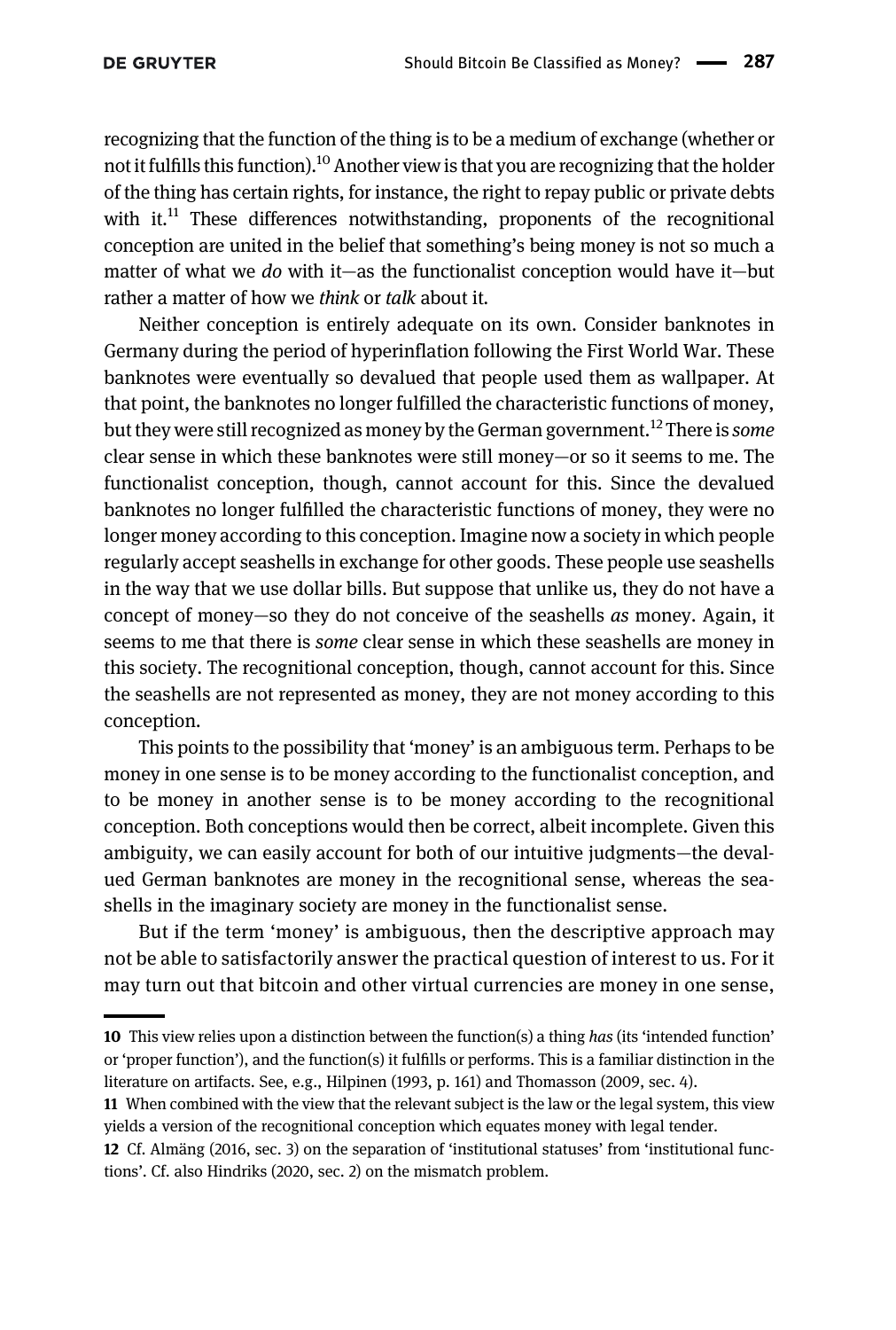recognizing that the function of the thing is to be a medium of exchange (whether or not it fulfills this function).[10] Another view is that you are recognizing that the holder of the thing has certain rights, for instance, the right to repay public or private debts with it.[11] These differences notwithstanding, proponents of the recognitional conception are united in the belief that something's being money is not so much a matter of what we *do* with it—as the functionalist conception would have it—but rather a matter of how we *think* or *talk* about it.

Neither conception is entirely adequate on its own. Consider banknotes in Germany during the period of hyperinflation following the First World War. These banknotes were eventually so devalued that people used them as wallpaper. At that point, the banknotes no longer fulfilled the characteristic functions of money, but they were still recognized as money by the German government.[12] There is *some* clear sense in which these banknotes were still money—or so it seems to me. The functionalist conception, though, cannot account for this. Since the devalued banknotes no longer fulfilled the characteristic functions of money, they were no longer money according to this conception. Imagine now a society in which people regularly accept seashells in exchange for other goods. These people use seashells in the way that we use dollar bills. But suppose that unlike us, they do not have a concept of money—so they do not conceive of the seashells *as* money. Again, it seems to me that there is *some* clear sense in which these seashells are money in this society. The recognitional conception, though, cannot account for this. Since the seashells are not represented as money, they are not money according to this conception.

This points to the possibility that 'money' is an ambiguous term. Perhaps to be money in one sense is to be money according to the functionalist conception, and to be money in another sense is to be money according to the recognitional conception. Both conceptions would then be correct, albeit incomplete. Given this ambiguity, we can easily account for both of our intuitive judgments—the devalued German banknotes are money in the recognitional sense, whereas the seashells in the imaginary society are money in the functionalist sense.

But if the term 'money' is ambiguous, then the descriptive approach may not be able to satisfactorily answer the practical question of interest to us. For it may turn out that bitcoin and other virtual currencies are money in one sense,

---

**10** This view relies upon a distinction between the function(s) a thing *has* (its 'intended function' or 'proper function'), and the function(s) it fulfills or performs. This is a familiar distinction in the literature on artifacts. See, e.g., Hilpinen (1993, p. 161) and Thomasson (2009, sec. 4).

**11** When combined with the view that the relevant subject is the law or the legal system, this view yields a version of the recognitional conception which equates money with legal tender.

**12** Cf. Almäng (2016, sec. 3) on the separation of 'institutional statuses' from 'institutional functions'. Cf. also Hindriks (2020, sec. 2) on the mismatch problem.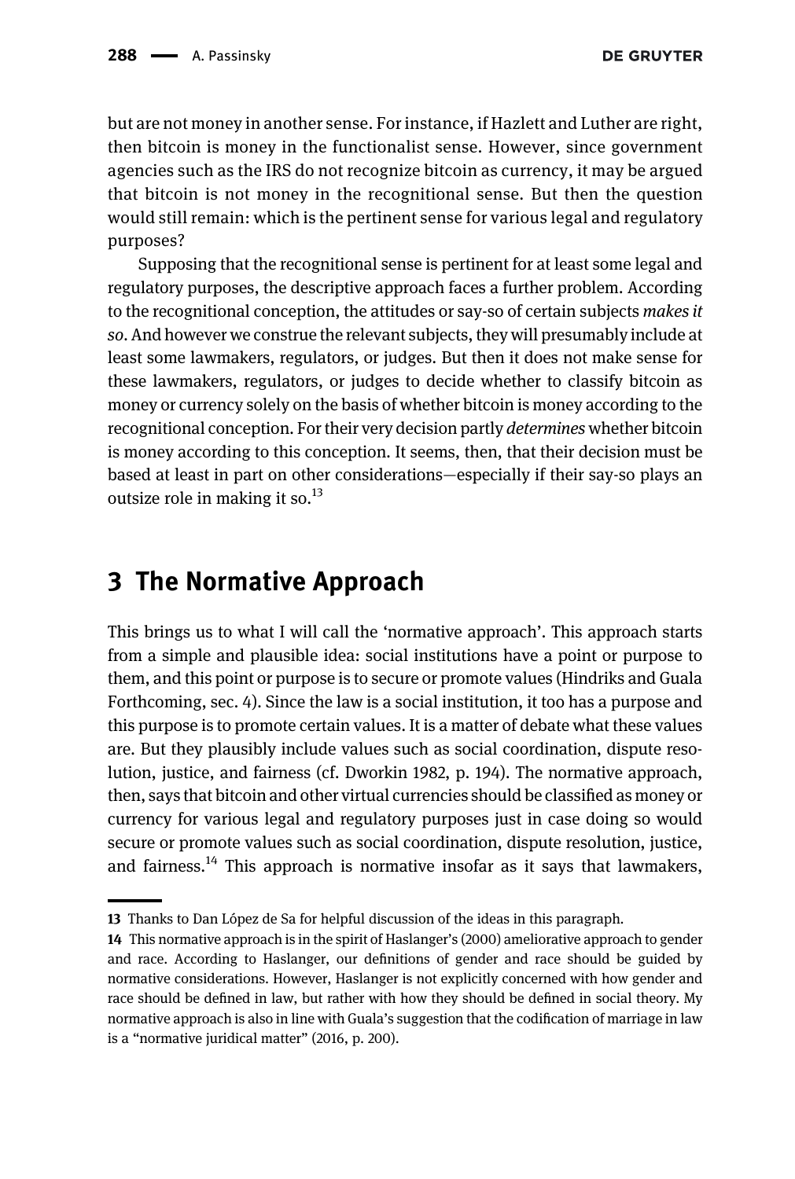but are not money in another sense. For instance, if Hazlett and Luther are right, then bitcoin is money in the functionalist sense. However, since government agencies such as the IRS do not recognize bitcoin as currency, it may be argued that bitcoin is not money in the recognitional sense. But then the question would still remain: which is the pertinent sense for various legal and regulatory purposes?

Supposing that the recognitional sense is pertinent for at least some legal and regulatory purposes, the descriptive approach faces a further problem. According to the recognitional conception, the attitudes or say-so of certain subjects *makes it so*. And however we construe the relevant subjects, they will presumably include at least some lawmakers, regulators, or judges. But then it does not make sense for these lawmakers, regulators, or judges to decide whether to classify bitcoin as money or currency solely on the basis of whether bitcoin is money according to the recognitional conception. For their very decision partly *determines* whether bitcoin is money according to this conception. It seems, then, that their decision must be based at least in part on other considerations—especially if their say-so plays an outsize role in making it so.[13]

## 3 The Normative Approach

This brings us to what I will call the 'normative approach'. This approach starts from a simple and plausible idea: social institutions have a point or purpose to them, and this point or purpose is to secure or promote values (Hindriks and Guala Forthcoming, sec. 4). Since the law is a social institution, it too has a purpose and this purpose is to promote certain values. It is a matter of debate what these values are. But they plausibly include values such as social coordination, dispute resolution, justice, and fairness (cf. Dworkin 1982, p. 194). The normative approach, then, says that bitcoin and other virtual currencies should be classified as money or currency for various legal and regulatory purposes just in case doing so would secure or promote values such as social coordination, dispute resolution, justice, and fairness.[14] This approach is normative insofar as it says that lawmakers,

---

13 Thanks to Dan López de Sa for helpful discussion of the ideas in this paragraph.

14 This normative approach is in the spirit of Haslanger's (2000) ameliorative approach to gender and race. According to Haslanger, our definitions of gender and race should be guided by normative considerations. However, Haslanger is not explicitly concerned with how gender and race should be defined in law, but rather with how they should be defined in social theory. My normative approach is also in line with Guala's suggestion that the codification of marriage in law is a "normative juridical matter" (2016, p. 200).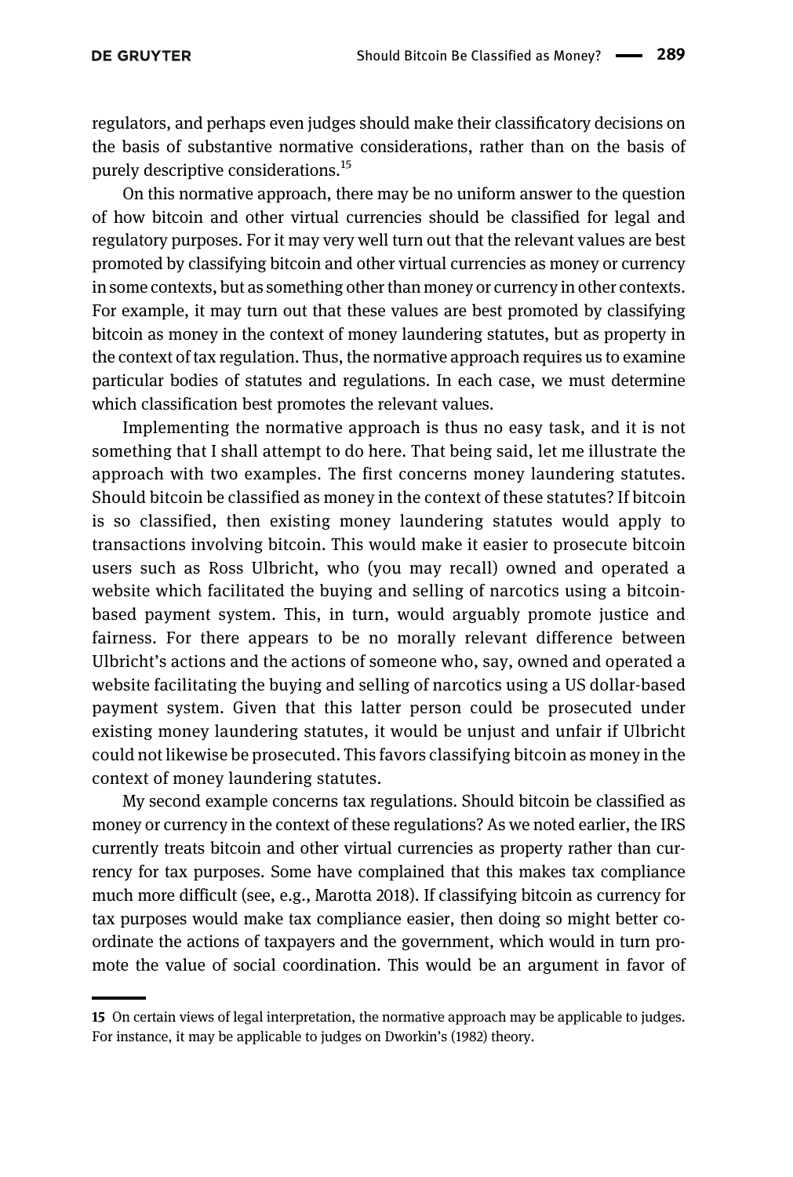regulators, and perhaps even judges should make their classificatory decisions on the basis of substantive normative considerations, rather than on the basis of purely descriptive considerations.[15]

On this normative approach, there may be no uniform answer to the question of how bitcoin and other virtual currencies should be classified for legal and regulatory purposes. For it may very well turn out that the relevant values are best promoted by classifying bitcoin and other virtual currencies as money or currency in some contexts, but as something other than money or currency in other contexts. For example, it may turn out that these values are best promoted by classifying bitcoin as money in the context of money laundering statutes, but as property in the context of tax regulation. Thus, the normative approach requires us to examine particular bodies of statutes and regulations. In each case, we must determine which classification best promotes the relevant values.

Implementing the normative approach is thus no easy task, and it is not something that I shall attempt to do here. That being said, let me illustrate the approach with two examples. The first concerns money laundering statutes. Should bitcoin be classified as money in the context of these statutes? If bitcoin is so classified, then existing money laundering statutes would apply to transactions involving bitcoin. This would make it easier to prosecute bitcoin users such as Ross Ulbricht, who (you may recall) owned and operated a website which facilitated the buying and selling of narcotics using a bitcoin-based payment system. This, in turn, would arguably promote justice and fairness. For there appears to be no morally relevant difference between Ulbricht's actions and the actions of someone who, say, owned and operated a website facilitating the buying and selling of narcotics using a US dollar-based payment system. Given that this latter person could be prosecuted under existing money laundering statutes, it would be unjust and unfair if Ulbricht could not likewise be prosecuted. This favors classifying bitcoin as money in the context of money laundering statutes.

My second example concerns tax regulations. Should bitcoin be classified as money or currency in the context of these regulations? As we noted earlier, the IRS currently treats bitcoin and other virtual currencies as property rather than currency for tax purposes. Some have complained that this makes tax compliance much more difficult (see, e.g., Marotta 2018). If classifying bitcoin as currency for tax purposes would make tax compliance easier, then doing so might better coordinate the actions of taxpayers and the government, which would in turn promote the value of social coordination. This would be an argument in favor of

---

15 On certain views of legal interpretation, the normative approach may be applicable to judges. For instance, it may be applicable to judges on Dworkin's (1982) theory.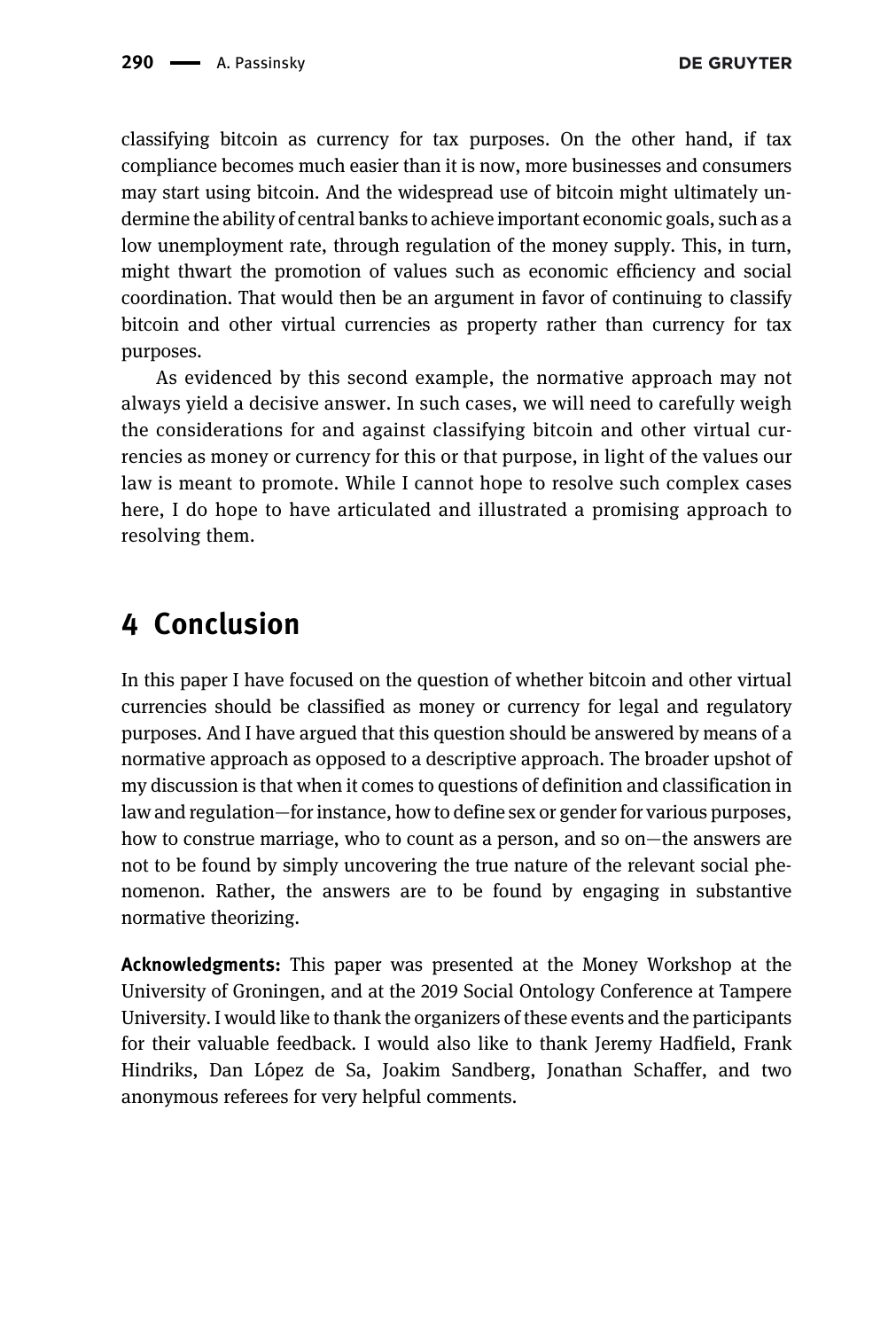classifying bitcoin as currency for tax purposes. On the other hand, if tax compliance becomes much easier than it is now, more businesses and consumers may start using bitcoin. And the widespread use of bitcoin might ultimately undermine the ability of central banks to achieve important economic goals, such as a low unemployment rate, through regulation of the money supply. This, in turn, might thwart the promotion of values such as economic efficiency and social coordination. That would then be an argument in favor of continuing to classify bitcoin and other virtual currencies as property rather than currency for tax purposes.

As evidenced by this second example, the normative approach may not always yield a decisive answer. In such cases, we will need to carefully weigh the considerations for and against classifying bitcoin and other virtual currencies as money or currency for this or that purpose, in light of the values our law is meant to promote. While I cannot hope to resolve such complex cases here, I do hope to have articulated and illustrated a promising approach to resolving them.

## 4 Conclusion

In this paper I have focused on the question of whether bitcoin and other virtual currencies should be classified as money or currency for legal and regulatory purposes. And I have argued that this question should be answered by means of a normative approach as opposed to a descriptive approach. The broader upshot of my discussion is that when it comes to questions of definition and classification in law and regulation—for instance, how to define sex or gender for various purposes, how to construe marriage, who to count as a person, and so on—the answers are not to be found by simply uncovering the true nature of the relevant social phenomenon. Rather, the answers are to be found by engaging in substantive normative theorizing.

**Acknowledgments:** This paper was presented at the Money Workshop at the University of Groningen, and at the 2019 Social Ontology Conference at Tampere University. I would like to thank the organizers of these events and the participants for their valuable feedback. I would also like to thank Jeremy Hadfield, Frank Hindriks, Dan López de Sa, Joakim Sandberg, Jonathan Schaffer, and two anonymous referees for very helpful comments.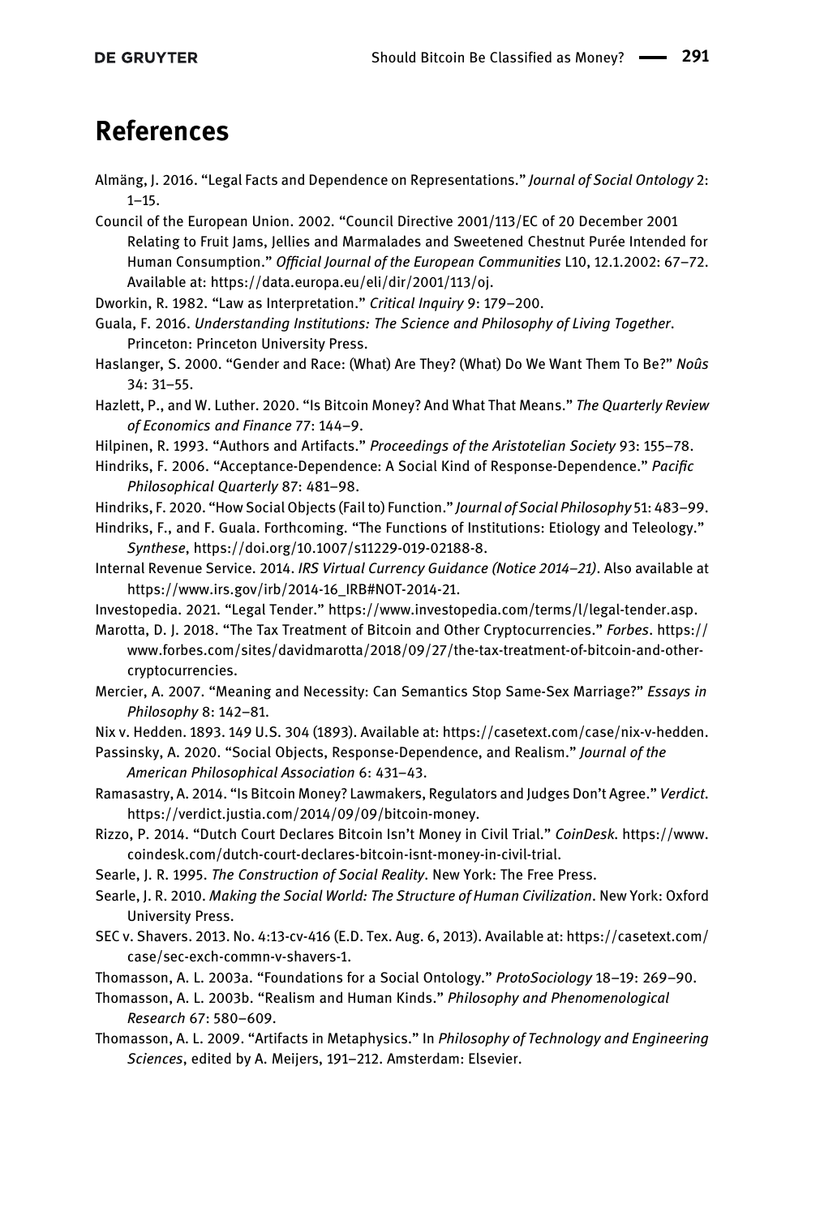# References

Almäng, J. 2016. "Legal Facts and Dependence on Representations." *Journal of Social Ontology* 2: 1–15.

Council of the European Union. 2002. "Council Directive 2001/113/EC of 20 December 2001 Relating to Fruit Jams, Jellies and Marmalades and Sweetened Chestnut Purée Intended for Human Consumption." *Official Journal of the European Communities* L10, 12.1.2002: 67–72. Available at: https://data.europa.eu/eli/dir/2001/113/oj.

Dworkin, R. 1982. "Law as Interpretation." *Critical Inquiry* 9: 179–200.

Guala, F. 2016. *Understanding Institutions: The Science and Philosophy of Living Together*. Princeton: Princeton University Press.

Haslanger, S. 2000. "Gender and Race: (What) Are They? (What) Do We Want Them To Be?" *Noûs* 34: 31–55.

Hazlett, P., and W. Luther. 2020. "Is Bitcoin Money? And What That Means." *The Quarterly Review of Economics and Finance* 77: 144–9.

Hilpinen, R. 1993. "Authors and Artifacts." *Proceedings of the Aristotelian Society* 93: 155–78.

Hindriks, F. 2006. "Acceptance-Dependence: A Social Kind of Response-Dependence." *Pacific Philosophical Quarterly* 87: 481–98.

Hindriks, F. 2020. "How Social Objects (Fail to) Function." *Journal of Social Philosophy* 51: 483–99.

Hindriks, F., and F. Guala. Forthcoming. "The Functions of Institutions: Etiology and Teleology." *Synthese*, https://doi.org/10.1007/s11229-019-02188-8.

Internal Revenue Service. 2014. *IRS Virtual Currency Guidance (Notice 2014–21)*. Also available at https://www.irs.gov/irb/2014-16_IRB#NOT-2014-21.

Investopedia. 2021. "Legal Tender." https://www.investopedia.com/terms/l/legal-tender.asp.

Marotta, D. J. 2018. "The Tax Treatment of Bitcoin and Other Cryptocurrencies." *Forbes*. https://www.forbes.com/sites/davidmarotta/2018/09/27/the-tax-treatment-of-bitcoin-and-other-cryptocurrencies.

Mercier, A. 2007. "Meaning and Necessity: Can Semantics Stop Same-Sex Marriage?" *Essays in Philosophy* 8: 142–81.

Nix v. Hedden. 1893. 149 U.S. 304 (1893). Available at: https://casetext.com/case/nix-v-hedden.

Passinsky, A. 2020. "Social Objects, Response-Dependence, and Realism." *Journal of the American Philosophical Association* 6: 431–43.

Ramasastry, A. 2014. "Is Bitcoin Money? Lawmakers, Regulators and Judges Don't Agree." *Verdict*. https://verdict.justia.com/2014/09/09/bitcoin-money.

Rizzo, P. 2014. "Dutch Court Declares Bitcoin Isn't Money in Civil Trial." *CoinDesk*. https://www.coindesk.com/dutch-court-declares-bitcoin-isnt-money-in-civil-trial.

Searle, J. R. 1995. *The Construction of Social Reality*. New York: The Free Press.

Searle, J. R. 2010. *Making the Social World: The Structure of Human Civilization*. New York: Oxford University Press.

SEC v. Shavers. 2013. No. 4:13-cv-416 (E.D. Tex. Aug. 6, 2013). Available at: https://casetext.com/case/sec-exch-commn-v-shavers-1.

Thomasson, A. L. 2003a. "Foundations for a Social Ontology." *ProtoSociology* 18–19: 269–90.

Thomasson, A. L. 2003b. "Realism and Human Kinds." *Philosophy and Phenomenological Research* 67: 580–609.

Thomasson, A. L. 2009. "Artifacts in Metaphysics." In *Philosophy of Technology and Engineering Sciences*, edited by A. Meijers, 191–212. Amsterdam: Elsevier.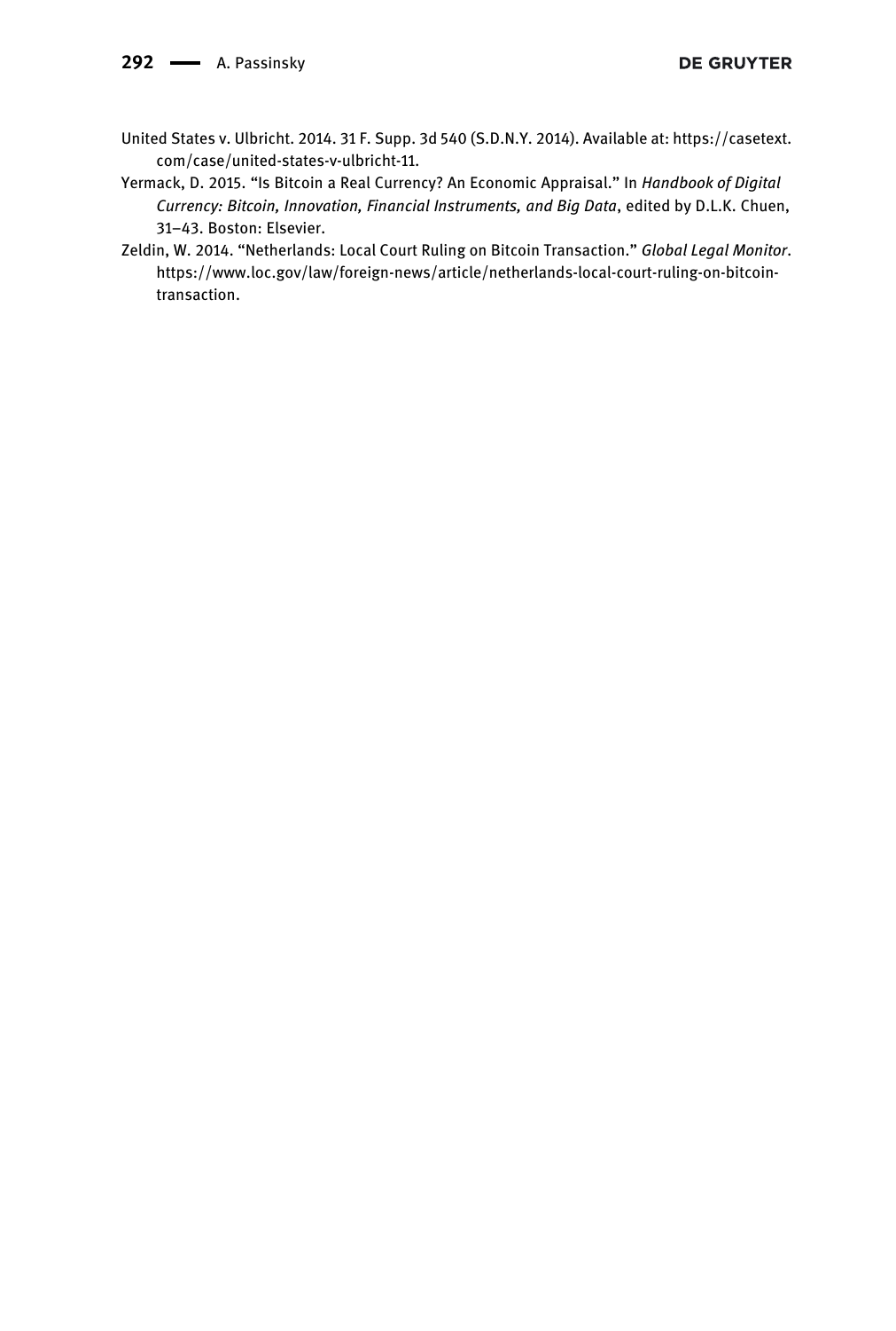United States v. Ulbricht. 2014. 31 F. Supp. 3d 540 (S.D.N.Y. 2014). Available at: https://casetext.com/case/united-states-v-ulbricht-11.

Yermack, D. 2015. "Is Bitcoin a Real Currency? An Economic Appraisal." In *Handbook of Digital Currency: Bitcoin, Innovation, Financial Instruments, and Big Data*, edited by D.L.K. Chuen, 31–43. Boston: Elsevier.

Zeldin, W. 2014. "Netherlands: Local Court Ruling on Bitcoin Transaction." *Global Legal Monitor*. https://www.loc.gov/law/foreign-news/article/netherlands-local-court-ruling-on-bitcoin-transaction.